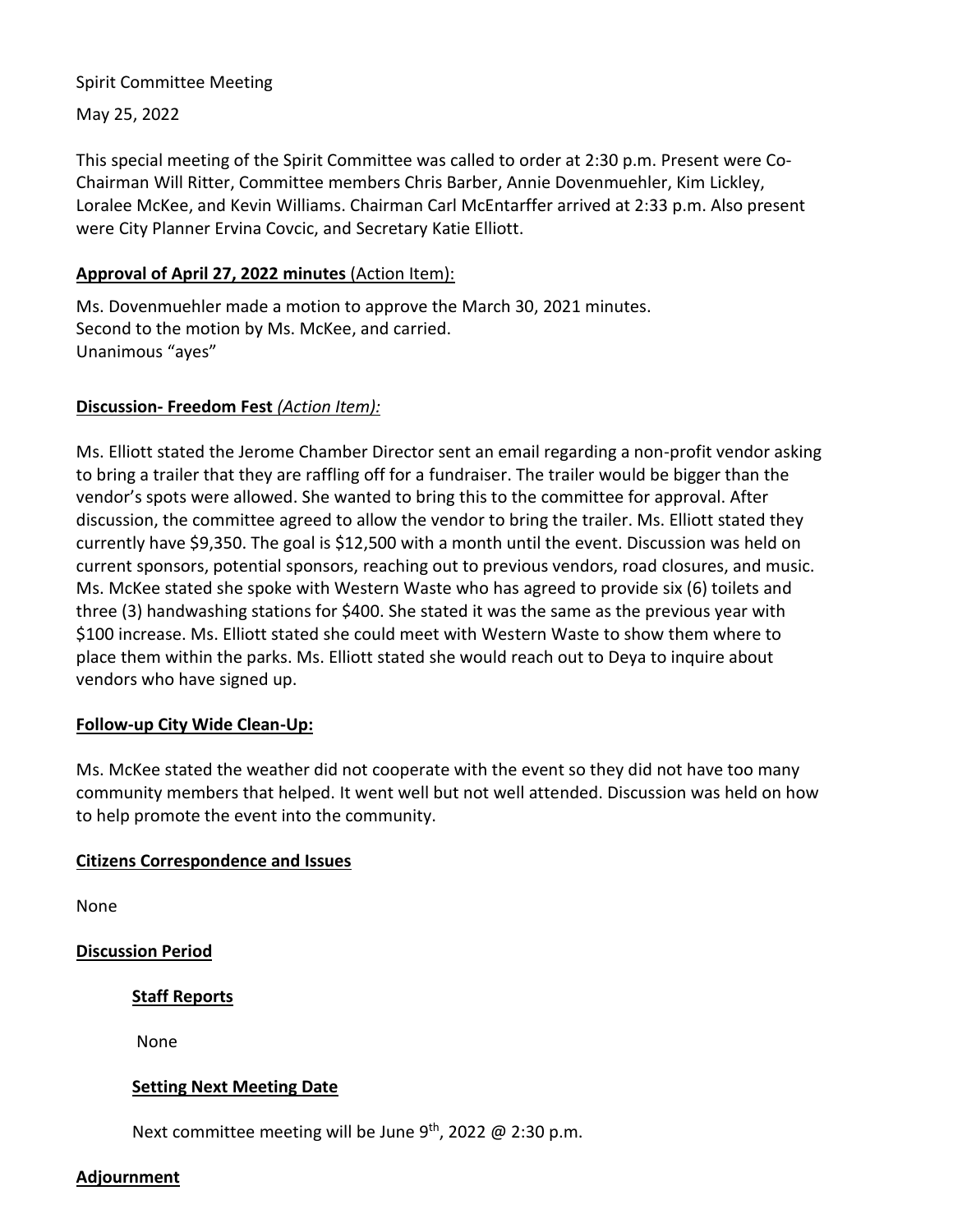Spirit Committee Meeting

May 25, 2022

This special meeting of the Spirit Committee was called to order at 2:30 p.m. Present were Co-Chairman Will Ritter, Committee members Chris Barber, Annie Dovenmuehler, Kim Lickley, Loralee McKee, and Kevin Williams. Chairman Carl McEntarffer arrived at 2:33 p.m. Also present were City Planner Ervina Covcic, and Secretary Katie Elliott.

**Approval of April 27, 2022 minutes** (Action Item):

Ms. Dovenmuehler made a motion to approve the March 30, 2021 minutes.
Second to the motion by Ms. McKee, and carried.
Unanimous "ayes"

**Discussion- Freedom Fest** *(Action Item):*

Ms. Elliott stated the Jerome Chamber Director sent an email regarding a non-profit vendor asking to bring a trailer that they are raffling off for a fundraiser. The trailer would be bigger than the vendor's spots were allowed. She wanted to bring this to the committee for approval. After discussion, the committee agreed to allow the vendor to bring the trailer. Ms. Elliott stated they currently have $9,350. The goal is $12,500 with a month until the event. Discussion was held on current sponsors, potential sponsors, reaching out to previous vendors, road closures, and music. Ms. McKee stated she spoke with Western Waste who has agreed to provide six (6) toilets and three (3) handwashing stations for $400. She stated it was the same as the previous year with $100 increase. Ms. Elliott stated she could meet with Western Waste to show them where to place them within the parks. Ms. Elliott stated she would reach out to Deya to inquire about vendors who have signed up.

**Follow-up City Wide Clean-Up:**

Ms. McKee stated the weather did not cooperate with the event so they did not have too many community members that helped. It went well but not well attended. Discussion was held on how to help promote the event into the community.

**Citizens Correspondence and Issues**

None

**Discussion Period**

**Staff Reports**

None

**Setting Next Meeting Date**

Next committee meeting will be June 9th, 2022 @ 2:30 p.m.

**Adjournment**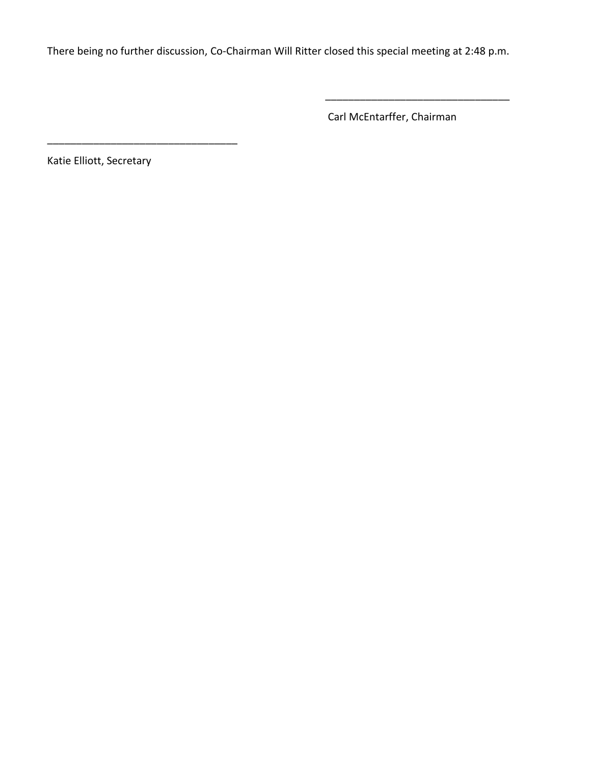There being no further discussion, Co-Chairman Will Ritter closed this special meeting at 2:48 p.m.

\_\_\_\_\_\_\_\_\_\_\_\_\_\_\_\_\_\_\_\_\_\_\_\_\_\_\_\_\_\_\_\_

Carl McEntarffer, Chairman

\_\_\_\_\_\_\_\_\_\_\_\_\_\_\_\_\_\_\_\_\_\_\_\_\_\_\_\_\_\_\_\_

Katie Elliott, Secretary